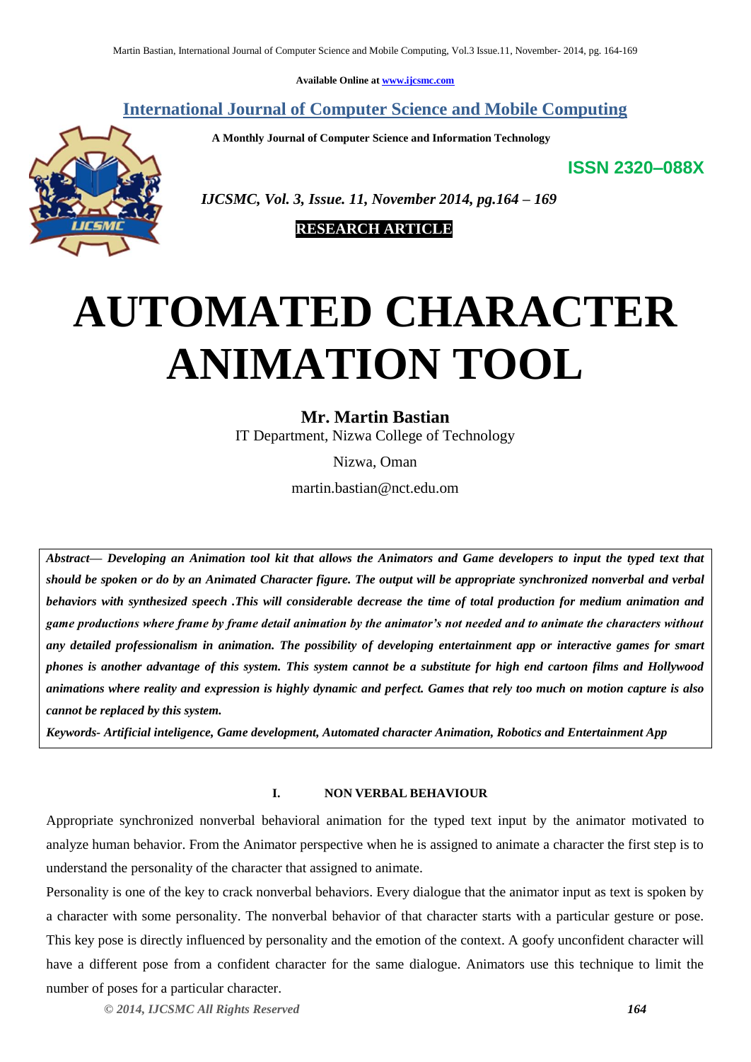Available Online at www.ijcsmc.com

## International Journal of Computer Science and Mobile Computing

**A Monthly Journal of Computer Science and Information Technology**

**ISSN 2320–088X**

*IJCSMC, Vol. 3, Issue. 11, November 2014, pg.164 – 169*

**RESEARCH ARTICLE**

# AUTOMATED CHARACTER ANIMATION TOOL

**Mr. Martin Bastian**

IT Department, Nizwa College of Technology

Nizwa, Oman

martin.bastian@nct.edu.om

***Abstract***— ***Developing an Animation tool kit that allows the Animators and Game developers to input the typed text that should be spoken or do by an Animated Character figure. The output will be appropriate synchronized nonverbal and verbal behaviors with synthesized speech .This will considerable decrease the time of total production for medium animation and game productions where frame by frame detail animation by the animator's not needed and to animate the characters without any detailed professionalism in animation. The possibility of developing entertainment app or interactive games for smart phones is another advantage of this system. This system cannot be a substitute for high end cartoon films and Hollywood animations where reality and expression is highly dynamic and perfect. Games that rely too much on motion capture is also cannot be replaced by this system.***

***Keywords- Artificial inteligence, Game development, Automated character Animation, Robotics and Entertainment App***

## I. NON VERBAL BEHAVIOUR

Appropriate synchronized nonverbal behavioral animation for the typed text input by the animator motivated to analyze human behavior. From the Animator perspective when he is assigned to animate a character the first step is to understand the personality of the character that assigned to animate.

Personality is one of the key to crack nonverbal behaviors. Every dialogue that the animator input as text is spoken by a character with some personality. The nonverbal behavior of that character starts with a particular gesture or pose. This key pose is directly influenced by personality and the emotion of the context. A goofy unconfident character will have a different pose from a confident character for the same dialogue. Animators use this technique to limit the number of poses for a particular character.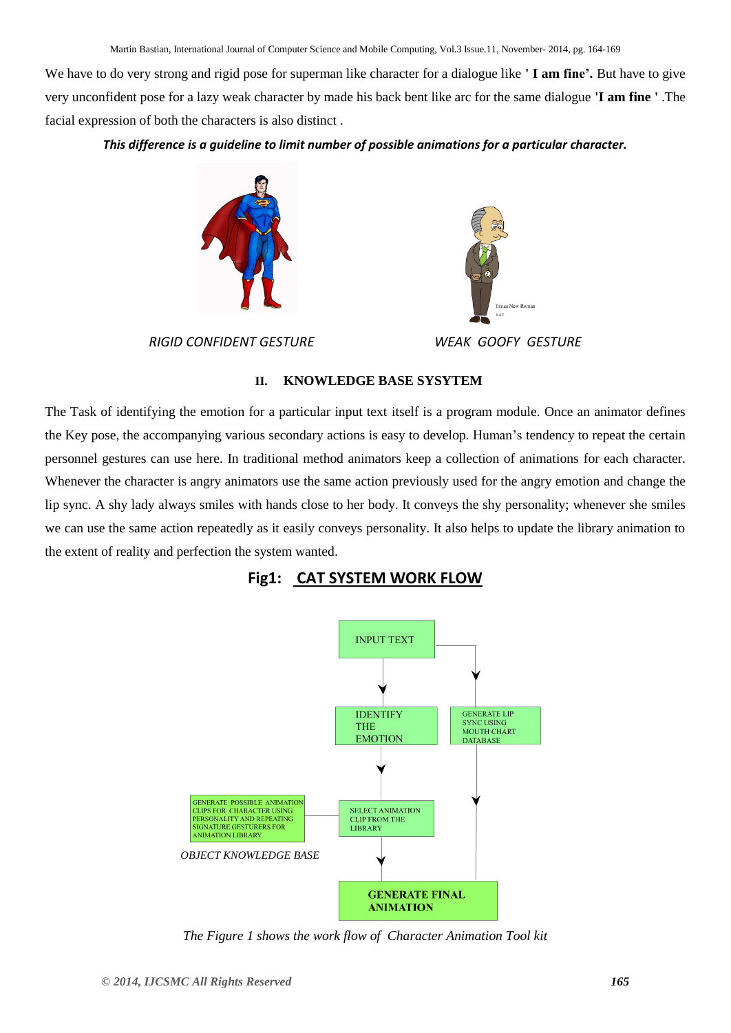We have to do very strong and rigid pose for superman like character for a dialogue like **' I am fine'.** But have to give very unconfident pose for a lazy weak character by made his back bent like arc for the same dialogue **'I am fine '** .The facial expression of both the characters is also distinct .

***This difference is a guideline to limit number of possible animations for a particular character.***

*RIGID CONFIDENT GESTURE*

*WEAK GOOFY GESTURE*

## II. KNOWLEDGE BASE SYSYTEM

The Task of identifying the emotion for a particular input text itself is a program module. Once an animator defines the Key pose, the accompanying various secondary actions is easy to develop. Human's tendency to repeat the certain personnel gestures can use here. In traditional method animators keep a collection of animations for each character. Whenever the character is angry animators use the same action previously used for the angry emotion and change the lip sync. A shy lady always smiles with hands close to her body. It conveys the shy personality; whenever she smiles we can use the same action repeatedly as it easily conveys personality. It also helps to update the library animation to the extent of reality and perfection the system wanted.

**Fig1: CAT SYSTEM WORK FLOW**

INPUT TEXT

IDENTIFY THE EMOTION

GENERATE LIP SYNC USING MOUTH CHART DATABASE

GENERATE POSSIBLE ANIMATION CLIPS FOR CHARACTER USING PERSONALITY AND REPEATING SIGNATURE GESTURERS FOR ANIMATION LIBRARY

SELECT ANIMATION CLIP FROM THE LIBRARY

*OBJECT KNOWLEDGE BASE*

**GENERATE FINAL ANIMATION**

*The Figure 1 shows the work flow of Character Animation Tool kit*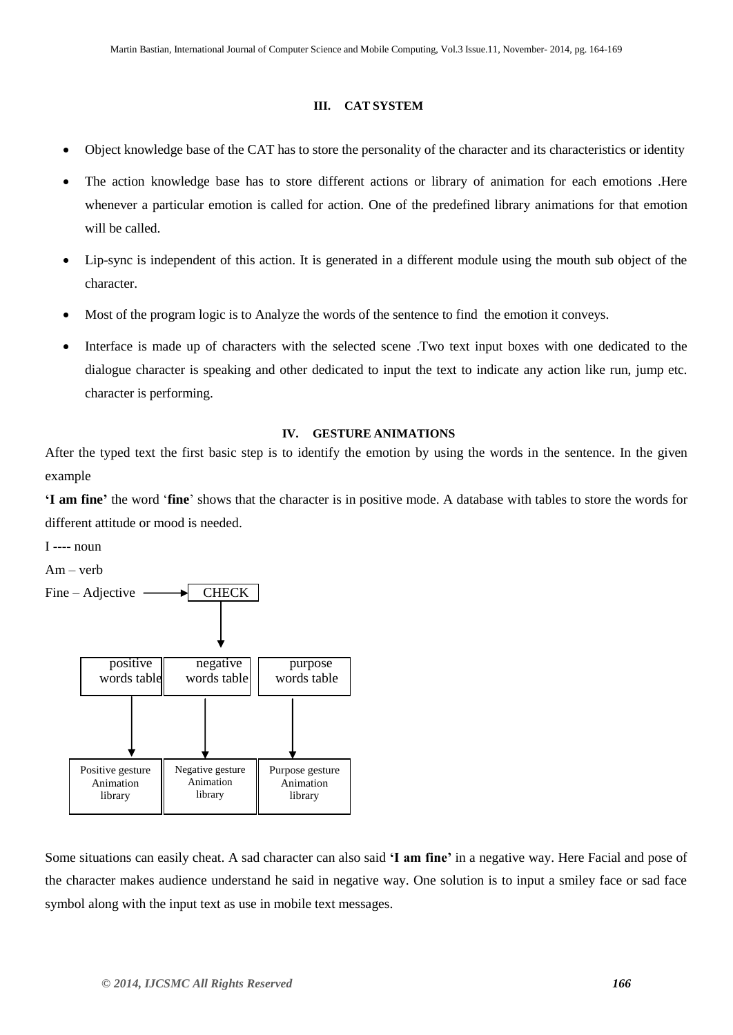### III. CAT SYSTEM

- Object knowledge base of the CAT has to store the personality of the character and its characteristics or identity
- The action knowledge base has to store different actions or library of animation for each emotions .Here whenever a particular emotion is called for action. One of the predefined library animations for that emotion will be called.
- Lip-sync is independent of this action. It is generated in a different module using the mouth sub object of the character.
- Most of the program logic is to Analyze the words of the sentence to find the emotion it conveys.
- Interface is made up of characters with the selected scene .Two text input boxes with one dedicated to the dialogue character is speaking and other dedicated to input the text to indicate any action like run, jump etc. character is performing.

### IV. GESTURE ANIMATIONS

After the typed text the first basic step is to identify the emotion by using the words in the sentence. In the given example

**'I am fine'** the word '**fine**' shows that the character is in positive mode. A database with tables to store the words for different attitude or mood is needed.

I ---- noun

Am – verb

Fine – Adjective ⟶ CHECK

| positive words table | negative words table | purpose words table |
|---|---|---|
| ↓ | ↓ | ↓ |
| Positive gesture Animation library | Negative gesture Animation library | Purpose gesture Animation library |

Some situations can easily cheat. A sad character can also said **'I am fine'** in a negative way. Here Facial and pose of the character makes audience understand he said in negative way. One solution is to input a smiley face or sad face symbol along with the input text as use in mobile text messages.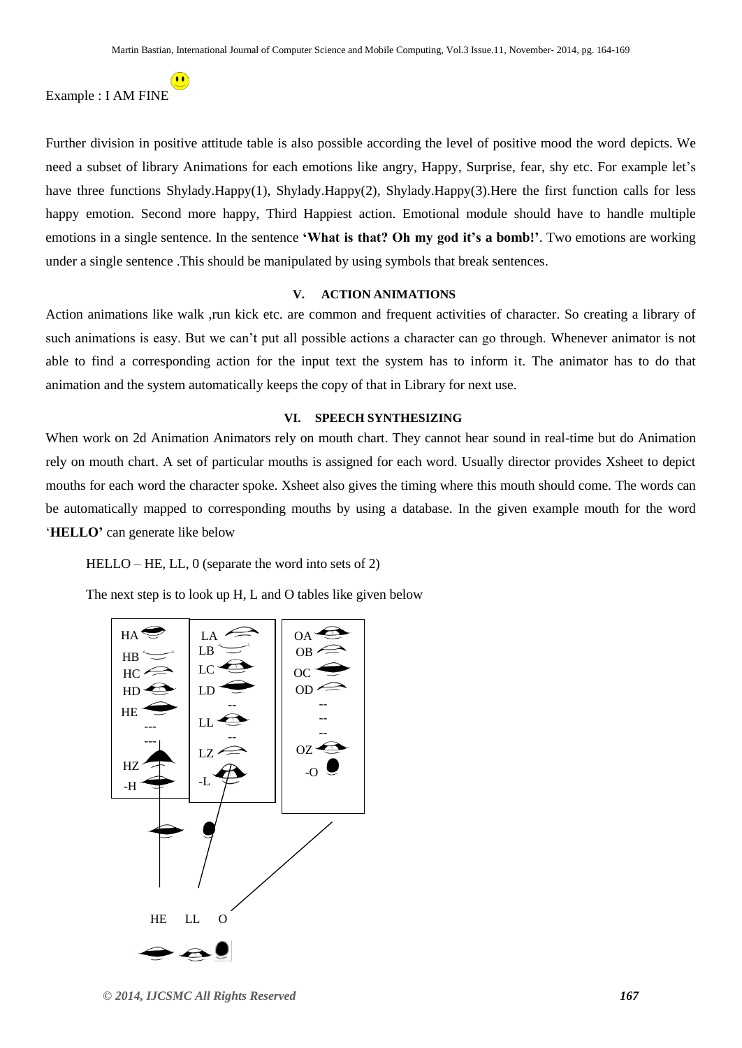Example : I AM FINE

Further division in positive attitude table is also possible according the level of positive mood the word depicts. We need a subset of library Animations for each emotions like angry, Happy, Surprise, fear, shy etc. For example let's have three functions Shylady.Happy(1), Shylady.Happy(2), Shylady.Happy(3).Here the first function calls for less happy emotion. Second more happy, Third Happiest action. Emotional module should have to handle multiple emotions in a single sentence. In the sentence **'What is that? Oh my god it's a bomb!'**. Two emotions are working under a single sentence .This should be manipulated by using symbols that break sentences.

## V. ACTION ANIMATIONS

Action animations like walk ,run kick etc. are common and frequent activities of character. So creating a library of such animations is easy. But we can't put all possible actions a character can go through. Whenever animator is not able to find a corresponding action for the input text the system has to inform it. The animator has to do that animation and the system automatically keeps the copy of that in Library for next use.

## VI. SPEECH SYNTHESIZING

When work on 2d Animation Animators rely on mouth chart. They cannot hear sound in real-time but do Animation rely on mouth chart. A set of particular mouths is assigned for each word. Usually director provides Xsheet to depict mouths for each word the character spoke. Xsheet also gives the timing where this mouth should come. The words can be automatically mapped to corresponding mouths by using a database. In the given example mouth for the word '**HELLO**' can generate like below

HELLO – HE, LL, 0 (separate the word into sets of 2)

The next step is to look up H, L and O tables like given below

HA
HB
HC
HD
HE
---
---
HZ
-H

LA
LB
LC
LD
--
LL
--
LZ
-L

OA
OB
OC
OD
--
--
--
OZ
-O

HE LL O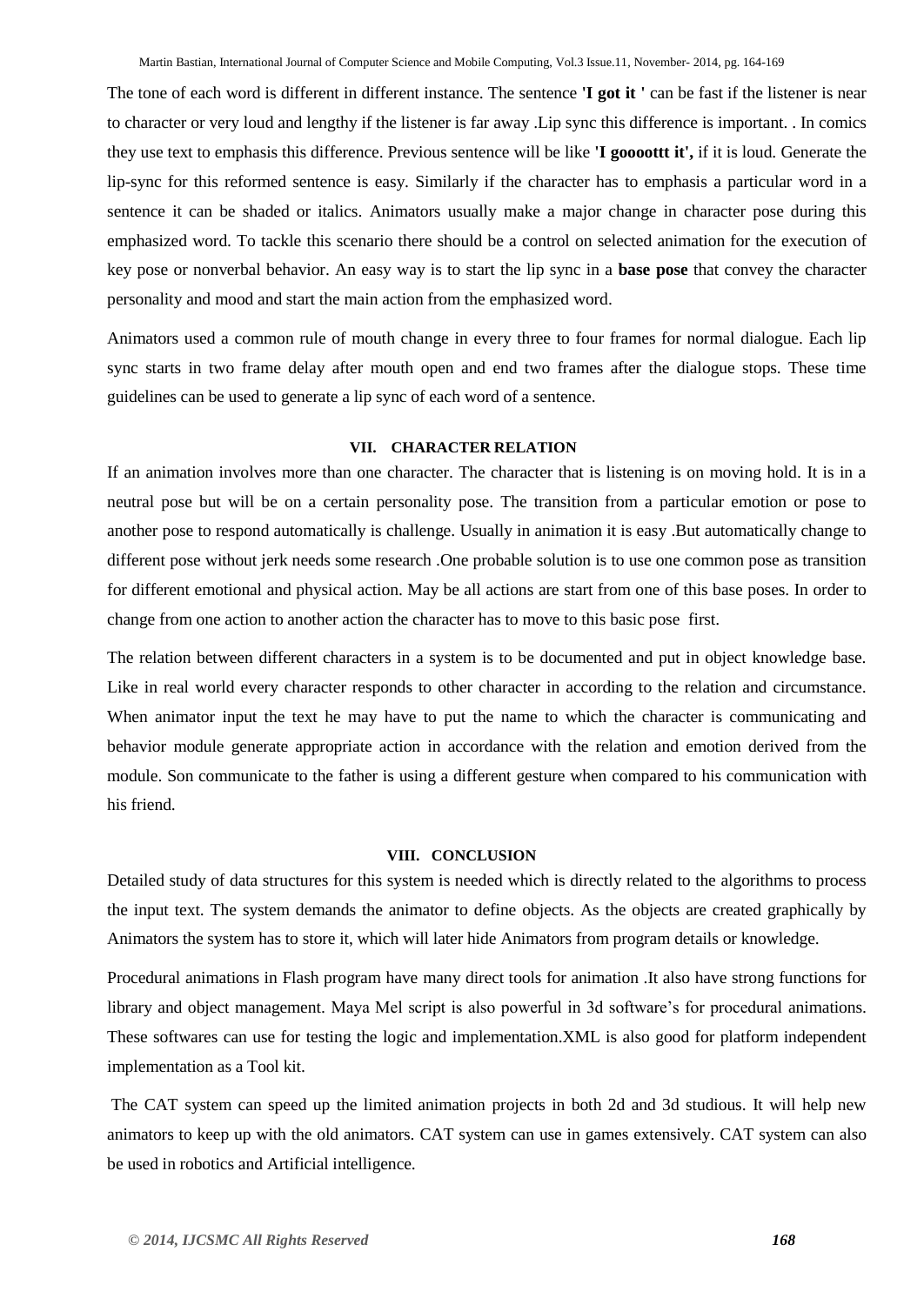The tone of each word is different in different instance. The sentence **'I got it '** can be fast if the listener is near to character or very loud and lengthy if the listener is far away .Lip sync this difference is important. . In comics they use text to emphasis this difference. Previous sentence will be like **'I gooootttt it',** if it is loud. Generate the lip-sync for this reformed sentence is easy. Similarly if the character has to emphasis a particular word in a sentence it can be shaded or italics. Animators usually make a major change in character pose during this emphasized word. To tackle this scenario there should be a control on selected animation for the execution of key pose or nonverbal behavior. An easy way is to start the lip sync in a **base pose** that convey the character personality and mood and start the main action from the emphasized word.

Animators used a common rule of mouth change in every three to four frames for normal dialogue. Each lip sync starts in two frame delay after mouth open and end two frames after the dialogue stops. These time guidelines can be used to generate a lip sync of each word of a sentence.

## VII. CHARACTER RELATION

If an animation involves more than one character. The character that is listening is on moving hold. It is in a neutral pose but will be on a certain personality pose. The transition from a particular emotion or pose to another pose to respond automatically is challenge. Usually in animation it is easy .But automatically change to different pose without jerk needs some research .One probable solution is to use one common pose as transition for different emotional and physical action. May be all actions are start from one of this base poses. In order to change from one action to another action the character has to move to this basic pose first.

The relation between different characters in a system is to be documented and put in object knowledge base. Like in real world every character responds to other character in according to the relation and circumstance. When animator input the text he may have to put the name to which the character is communicating and behavior module generate appropriate action in accordance with the relation and emotion derived from the module. Son communicate to the father is using a different gesture when compared to his communication with his friend.

## VIII. CONCLUSION

Detailed study of data structures for this system is needed which is directly related to the algorithms to process the input text. The system demands the animator to define objects. As the objects are created graphically by Animators the system has to store it, which will later hide Animators from program details or knowledge.

Procedural animations in Flash program have many direct tools for animation .It also have strong functions for library and object management. Maya Mel script is also powerful in 3d software's for procedural animations. These softwares can use for testing the logic and implementation.XML is also good for platform independent implementation as a Tool kit.

The CAT system can speed up the limited animation projects in both 2d and 3d studious. It will help new animators to keep up with the old animators. CAT system can use in games extensively. CAT system can also be used in robotics and Artificial intelligence.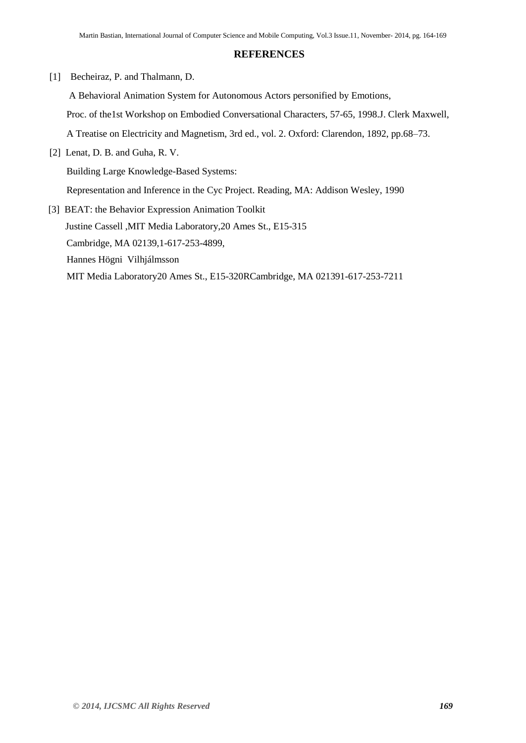## REFERENCES

[1] Becheiraz, P. and Thalmann, D.

A Behavioral Animation System for Autonomous Actors personified by Emotions,

Proc. of the1st Workshop on Embodied Conversational Characters, 57-65, 1998.J. Clerk Maxwell,

A Treatise on Electricity and Magnetism, 3rd ed., vol. 2. Oxford: Clarendon, 1892, pp.68–73.

[2] Lenat, D. B. and Guha, R. V.

Building Large Knowledge-Based Systems:

Representation and Inference in the Cyc Project. Reading, MA: Addison Wesley, 1990

[3] BEAT: the Behavior Expression Animation Toolkit

Justine Cassell ,MIT Media Laboratory,20 Ames St., E15-315

Cambridge, MA 02139,1-617-253-4899,

Hannes Högni Vilhjálmsson

MIT Media Laboratory20 Ames St., E15-320RCambridge, MA 021391-617-253-7211